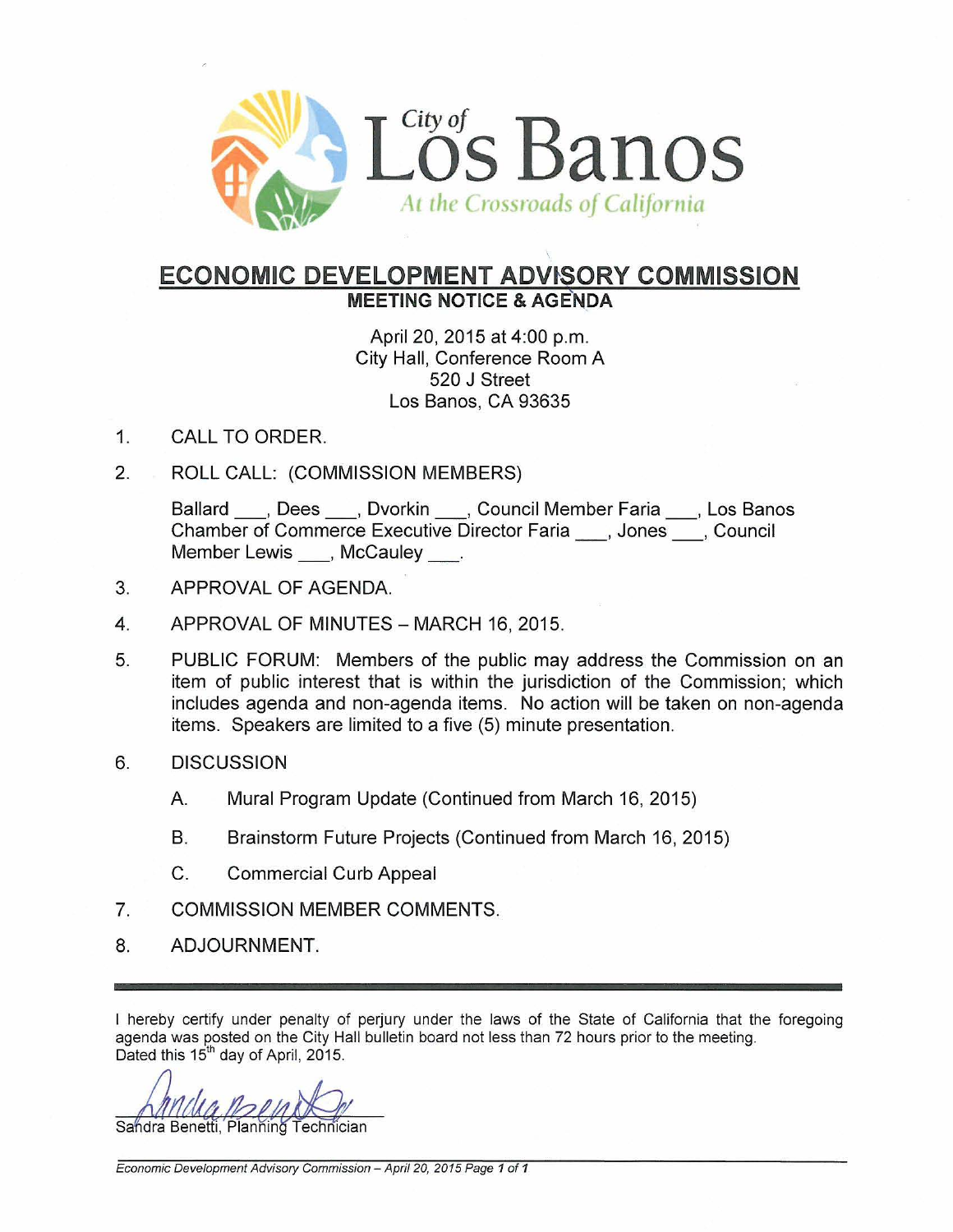City of
# Los Banos
*At the Crossroads of California*

## ECONOMIC DEVELOPMENT ADVISORY COMMISSION
### MEETING NOTICE & AGENDA

April 20, 2015 at 4:00 p.m.
City Hall, Conference Room A
520 J Street
Los Banos, CA 93635

1. CALL TO ORDER.

2. ROLL CALL: (COMMISSION MEMBERS)

   Ballard ___, Dees ___, Dvorkin ___, Council Member Faria ___, Los Banos Chamber of Commerce Executive Director Faria ___, Jones ___, Council Member Lewis ___, McCauley ___.

3. APPROVAL OF AGENDA.

4. APPROVAL OF MINUTES – MARCH 16, 2015.

5. PUBLIC FORUM: Members of the public may address the Commission on an item of public interest that is within the jurisdiction of the Commission; which includes agenda and non-agenda items. No action will be taken on non-agenda items. Speakers are limited to a five (5) minute presentation.

6. DISCUSSION

   A. Mural Program Update (Continued from March 16, 2015)

   B. Brainstorm Future Projects (Continued from March 16, 2015)

   C. Commercial Curb Appeal

7. COMMISSION MEMBER COMMENTS.

8. ADJOURNMENT.

---

I hereby certify under penalty of perjury under the laws of the State of California that the foregoing agenda was posted on the City Hall bulletin board not less than 72 hours prior to the meeting.
Dated this 15th day of April, 2015.

Sandra Benetti, Planning Technician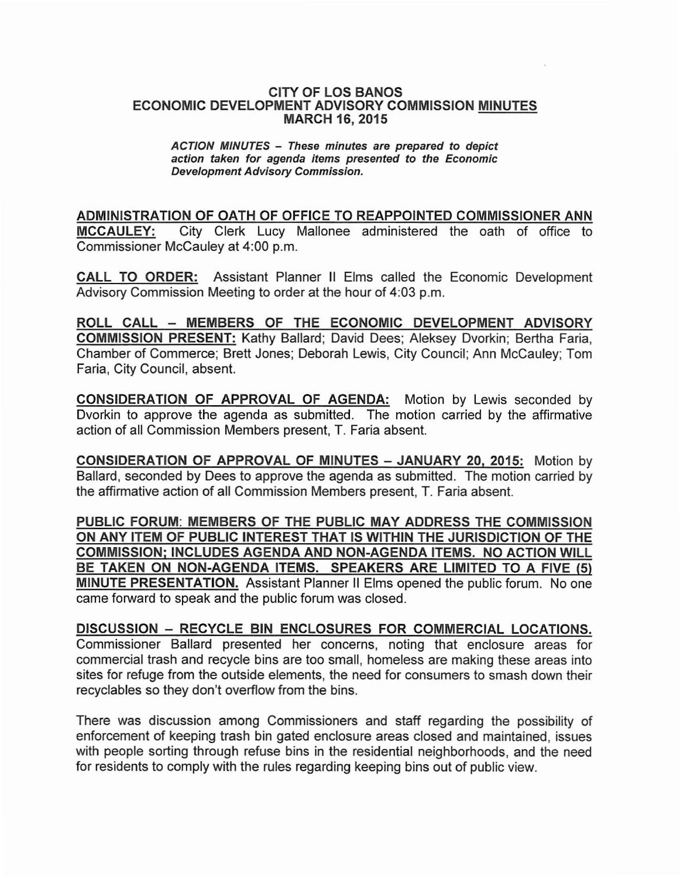# CITY OF LOS BANOS
## ECONOMIC DEVELOPMENT ADVISORY COMMISSION MINUTES
## MARCH 16, 2015

***ACTION MINUTES – These minutes are prepared to depict action taken for agenda items presented to the Economic Development Advisory Commission.***

**ADMINISTRATION OF OATH OF OFFICE TO REAPPOINTED COMMISSIONER ANN MCCAULEY:** City Clerk Lucy Mallonee administered the oath of office to Commissioner McCauley at 4:00 p.m.

**CALL TO ORDER:** Assistant Planner II Elms called the Economic Development Advisory Commission Meeting to order at the hour of 4:03 p.m.

**ROLL CALL – MEMBERS OF THE ECONOMIC DEVELOPMENT ADVISORY COMMISSION PRESENT:** Kathy Ballard; David Dees; Aleksey Dvorkin; Bertha Faria, Chamber of Commerce; Brett Jones; Deborah Lewis, City Council; Ann McCauley; Tom Faria, City Council, absent.

**CONSIDERATION OF APPROVAL OF AGENDA:** Motion by Lewis seconded by Dvorkin to approve the agenda as submitted. The motion carried by the affirmative action of all Commission Members present, T. Faria absent.

**CONSIDERATION OF APPROVAL OF MINUTES – JANUARY 20, 2015:** Motion by Ballard, seconded by Dees to approve the agenda as submitted. The motion carried by the affirmative action of all Commission Members present, T. Faria absent.

**PUBLIC FORUM: MEMBERS OF THE PUBLIC MAY ADDRESS THE COMMISSION ON ANY ITEM OF PUBLIC INTEREST THAT IS WITHIN THE JURISDICTION OF THE COMMISSION; INCLUDES AGENDA AND NON-AGENDA ITEMS. NO ACTION WILL BE TAKEN ON NON-AGENDA ITEMS. SPEAKERS ARE LIMITED TO A FIVE (5) MINUTE PRESENTATION.** Assistant Planner II Elms opened the public forum. No one came forward to speak and the public forum was closed.

**DISCUSSION – RECYCLE BIN ENCLOSURES FOR COMMERCIAL LOCATIONS.** Commissioner Ballard presented her concerns, noting that enclosure areas for commercial trash and recycle bins are too small, homeless are making these areas into sites for refuge from the outside elements, the need for consumers to smash down their recyclables so they don't overflow from the bins.

There was discussion among Commissioners and staff regarding the possibility of enforcement of keeping trash bin gated enclosure areas closed and maintained, issues with people sorting through refuse bins in the residential neighborhoods, and the need for residents to comply with the rules regarding keeping bins out of public view.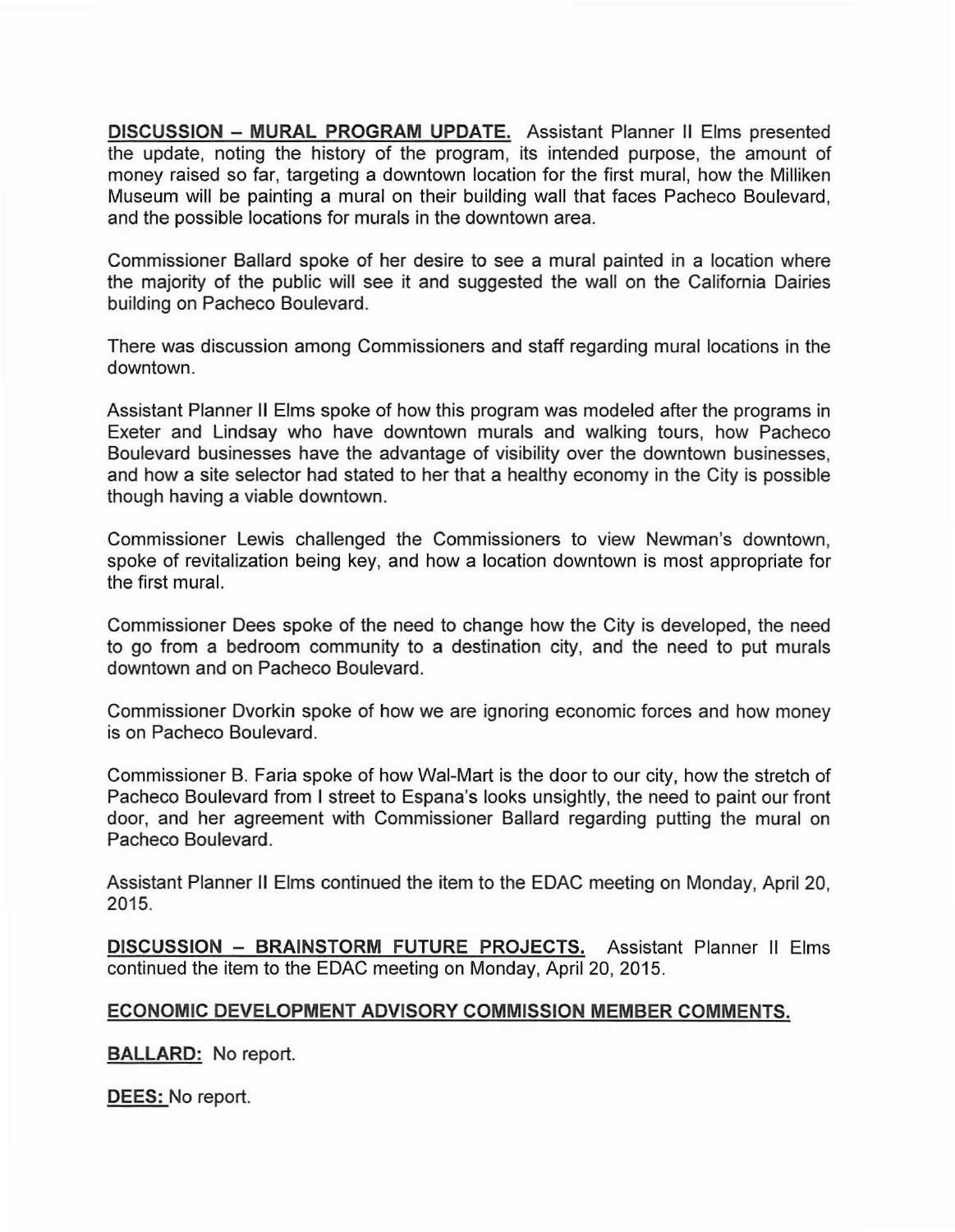**DISCUSSION – MURAL PROGRAM UPDATE.** Assistant Planner II Elms presented the update, noting the history of the program, its intended purpose, the amount of money raised so far, targeting a downtown location for the first mural, how the Milliken Museum will be painting a mural on their building wall that faces Pacheco Boulevard, and the possible locations for murals in the downtown area.

Commissioner Ballard spoke of her desire to see a mural painted in a location where the majority of the public will see it and suggested the wall on the California Dairies building on Pacheco Boulevard.

There was discussion among Commissioners and staff regarding mural locations in the downtown.

Assistant Planner II Elms spoke of how this program was modeled after the programs in Exeter and Lindsay who have downtown murals and walking tours, how Pacheco Boulevard businesses have the advantage of visibility over the downtown businesses, and how a site selector had stated to her that a healthy economy in the City is possible though having a viable downtown.

Commissioner Lewis challenged the Commissioners to view Newman's downtown, spoke of revitalization being key, and how a location downtown is most appropriate for the first mural.

Commissioner Dees spoke of the need to change how the City is developed, the need to go from a bedroom community to a destination city, and the need to put murals downtown and on Pacheco Boulevard.

Commissioner Dvorkin spoke of how we are ignoring economic forces and how money is on Pacheco Boulevard.

Commissioner B. Faria spoke of how Wal-Mart is the door to our city, how the stretch of Pacheco Boulevard from I street to Espana's looks unsightly, the need to paint our front door, and her agreement with Commissioner Ballard regarding putting the mural on Pacheco Boulevard.

Assistant Planner II Elms continued the item to the EDAC meeting on Monday, April 20, 2015.

**DISCUSSION – BRAINSTORM FUTURE PROJECTS.** Assistant Planner II Elms continued the item to the EDAC meeting on Monday, April 20, 2015.

**ECONOMIC DEVELOPMENT ADVISORY COMMISSION MEMBER COMMENTS.**

**BALLARD:** No report.

**DEES:** No report.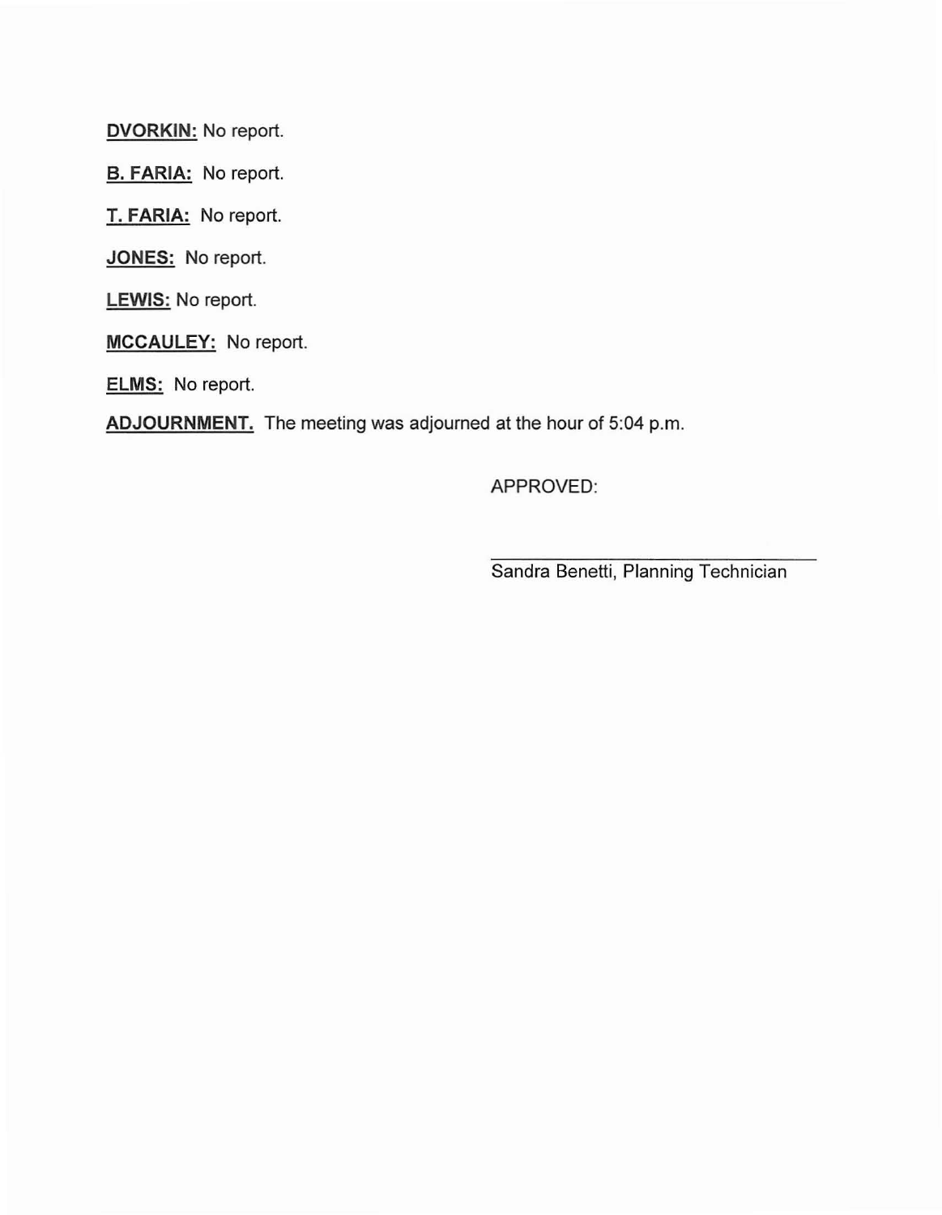**DVORKIN:** No report.

**B. FARIA:** No report.

**T. FARIA:** No report.

**JONES:** No report.

**LEWIS:** No report.

**MCCAULEY:** No report.

**ELMS:** No report.

**ADJOURNMENT.** The meeting was adjourned at the hour of 5:04 p.m.

APPROVED:

\_\_\_\_\_\_\_\_\_\_\_\_\_\_\_\_\_\_\_\_\_\_\_\_\_\_\_\_\_\_\_\_

Sandra Benetti, Planning Technician